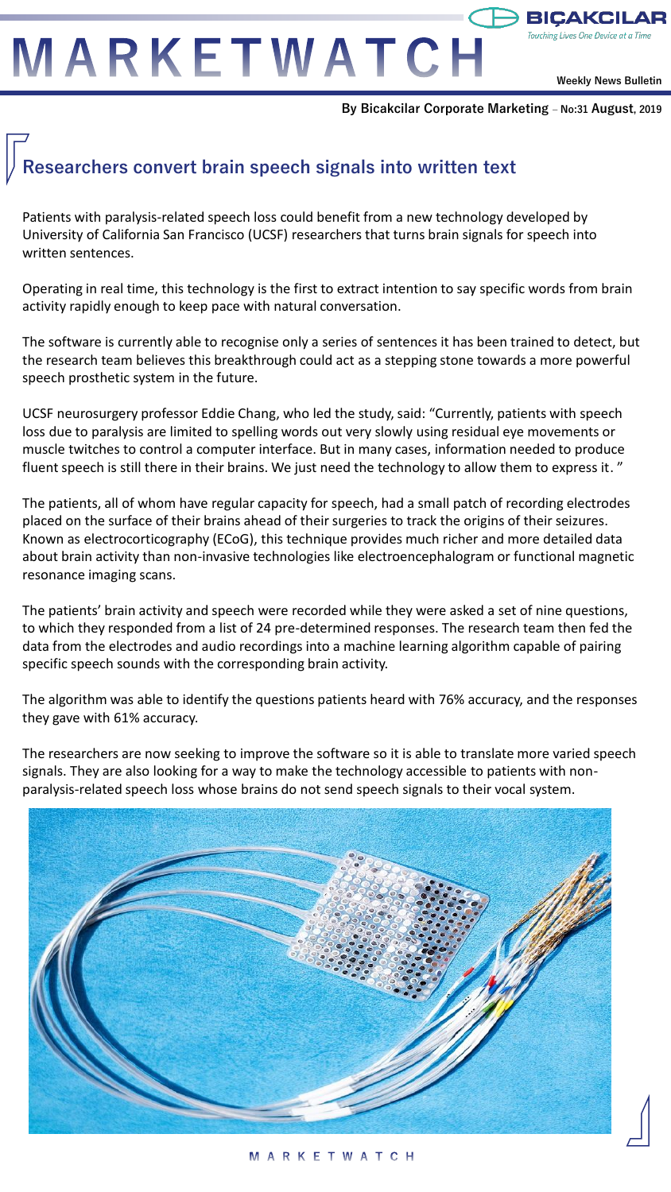# MARKETWATCH

**BIÇAKCILAR**
*Touching Lives One Device at a Time*

**Weekly News Bulletin**

**By Bicakcilar Corporate Marketing – No:31 August, 2019**

## Researchers convert brain speech signals into written text

Patients with paralysis-related speech loss could benefit from a new technology developed by University of California San Francisco (UCSF) researchers that turns brain signals for speech into written sentences.

Operating in real time, this technology is the first to extract intention to say specific words from brain activity rapidly enough to keep pace with natural conversation.

The software is currently able to recognise only a series of sentences it has been trained to detect, but the research team believes this breakthrough could act as a stepping stone towards a more powerful speech prosthetic system in the future.

UCSF neurosurgery professor Eddie Chang, who led the study, said: "Currently, patients with speech loss due to paralysis are limited to spelling words out very slowly using residual eye movements or muscle twitches to control a computer interface. But in many cases, information needed to produce fluent speech is still there in their brains. We just need the technology to allow them to express it."

The patients, all of whom have regular capacity for speech, had a small patch of recording electrodes placed on the surface of their brains ahead of their surgeries to track the origins of their seizures. Known as electrocorticography (ECoG), this technique provides much richer and more detailed data about brain activity than non-invasive technologies like electroencephalogram or functional magnetic resonance imaging scans.

The patients' brain activity and speech were recorded while they were asked a set of nine questions, to which they responded from a list of 24 pre-determined responses. The research team then fed the data from the electrodes and audio recordings into a machine learning algorithm capable of pairing specific speech sounds with the corresponding brain activity.

The algorithm was able to identify the questions patients heard with 76% accuracy, and the responses they gave with 61% accuracy.

The researchers are now seeking to improve the software so it is able to translate more varied speech signals. They are also looking for a way to make the technology accessible to patients with non-paralysis-related speech loss whose brains do not send speech signals to their vocal system.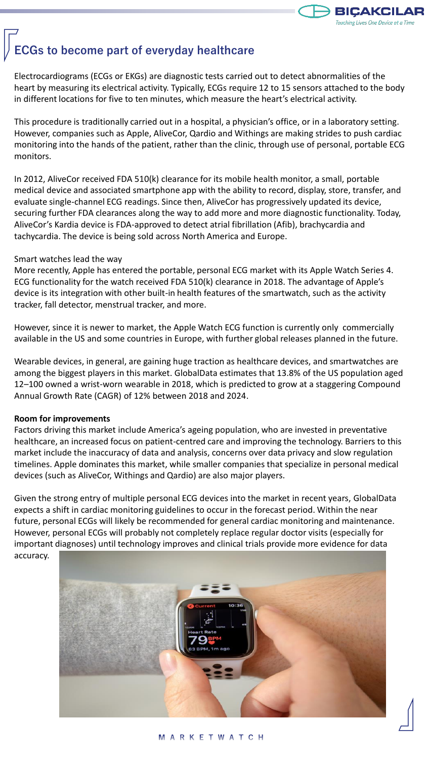## ECGs to become part of everyday healthcare

Electrocardiograms (ECGs or EKGs) are diagnostic tests carried out to detect abnormalities of the heart by measuring its electrical activity. Typically, ECGs require 12 to 15 sensors attached to the body in different locations for five to ten minutes, which measure the heart's electrical activity.

This procedure is traditionally carried out in a hospital, a physician's office, or in a laboratory setting. However, companies such as Apple, AliveCor, Qardio and Withings are making strides to push cardiac monitoring into the hands of the patient, rather than the clinic, through use of personal, portable ECG monitors.

In 2012, AliveCor received FDA 510(k) clearance for its mobile health monitor, a small, portable medical device and associated smartphone app with the ability to record, display, store, transfer, and evaluate single-channel ECG readings. Since then, AliveCor has progressively updated its device, securing further FDA clearances along the way to add more and more diagnostic functionality. Today, AliveCor's Kardia device is FDA-approved to detect atrial fibrillation (Afib), brachycardia and tachycardia. The device is being sold across North America and Europe.

Smart watches lead the way

More recently, Apple has entered the portable, personal ECG market with its Apple Watch Series 4. ECG functionality for the watch received FDA 510(k) clearance in 2018. The advantage of Apple's device is its integration with other built-in health features of the smartwatch, such as the activity tracker, fall detector, menstrual tracker, and more.

However, since it is newer to market, the Apple Watch ECG function is currently only commercially available in the US and some countries in Europe, with further global releases planned in the future.

Wearable devices, in general, are gaining huge traction as healthcare devices, and smartwatches are among the biggest players in this market. GlobalData estimates that 13.8% of the US population aged 12–100 owned a wrist-worn wearable in 2018, which is predicted to grow at a staggering Compound Annual Growth Rate (CAGR) of 12% between 2018 and 2024.

**Room for improvements**

Factors driving this market include America's ageing population, who are invested in preventative healthcare, an increased focus on patient-centred care and improving the technology. Barriers to this market include the inaccuracy of data and analysis, concerns over data privacy and slow regulation timelines. Apple dominates this market, while smaller companies that specialize in personal medical devices (such as AliveCor, Withings and Qardio) are also major players.

Given the strong entry of multiple personal ECG devices into the market in recent years, GlobalData expects a shift in cardiac monitoring guidelines to occur in the forecast period. Within the near future, personal ECGs will likely be recommended for general cardiac monitoring and maintenance. However, personal ECGs will probably not completely replace regular doctor visits (especially for important diagnoses) until technology improves and clinical trials provide more evidence for data accuracy.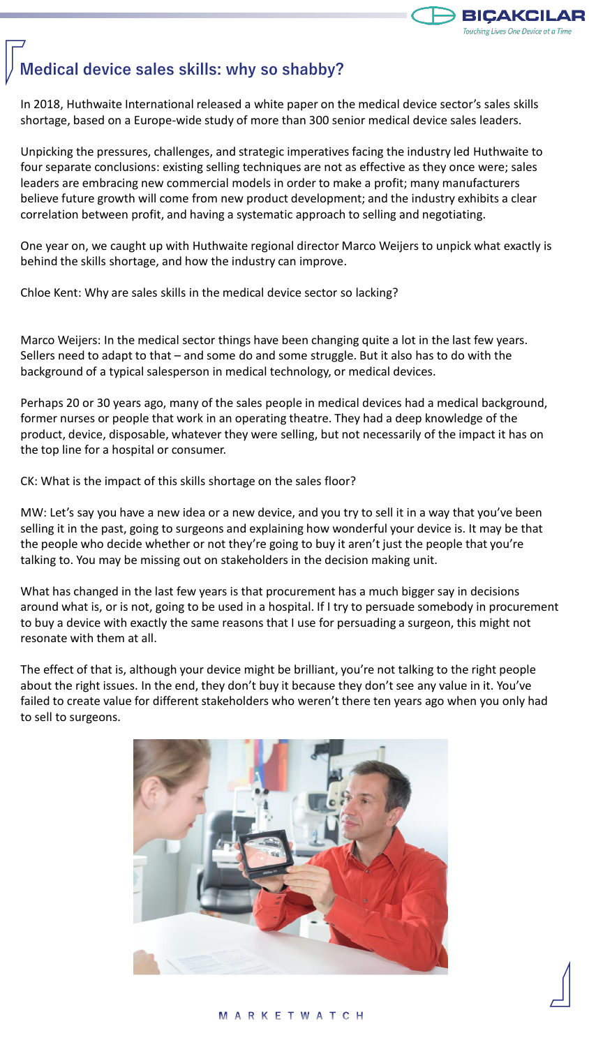# Medical device sales skills: why so shabby?

In 2018, Huthwaite International released a white paper on the medical device sector's sales skills shortage, based on a Europe-wide study of more than 300 senior medical device sales leaders.

Unpicking the pressures, challenges, and strategic imperatives facing the industry led Huthwaite to four separate conclusions: existing selling techniques are not as effective as they once were; sales leaders are embracing new commercial models in order to make a profit; many manufacturers believe future growth will come from new product development; and the industry exhibits a clear correlation between profit, and having a systematic approach to selling and negotiating.

One year on, we caught up with Huthwaite regional director Marco Weijers to unpick what exactly is behind the skills shortage, and how the industry can improve.

Chloe Kent: Why are sales skills in the medical device sector so lacking?

Marco Weijers: In the medical sector things have been changing quite a lot in the last few years. Sellers need to adapt to that – and some do and some struggle. But it also has to do with the background of a typical salesperson in medical technology, or medical devices.

Perhaps 20 or 30 years ago, many of the sales people in medical devices had a medical background, former nurses or people that work in an operating theatre. They had a deep knowledge of the product, device, disposable, whatever they were selling, but not necessarily of the impact it has on the top line for a hospital or consumer.

CK: What is the impact of this skills shortage on the sales floor?

MW: Let's say you have a new idea or a new device, and you try to sell it in a way that you've been selling it in the past, going to surgeons and explaining how wonderful your device is. It may be that the people who decide whether or not they're going to buy it aren't just the people that you're talking to. You may be missing out on stakeholders in the decision making unit.

What has changed in the last few years is that procurement has a much bigger say in decisions around what is, or is not, going to be used in a hospital. If I try to persuade somebody in procurement to buy a device with exactly the same reasons that I use for persuading a surgeon, this might not resonate with them at all.

The effect of that is, although your device might be brilliant, you're not talking to the right people about the right issues. In the end, they don't buy it because they don't see any value in it. You've failed to create value for different stakeholders who weren't there ten years ago when you only had to sell to surgeons.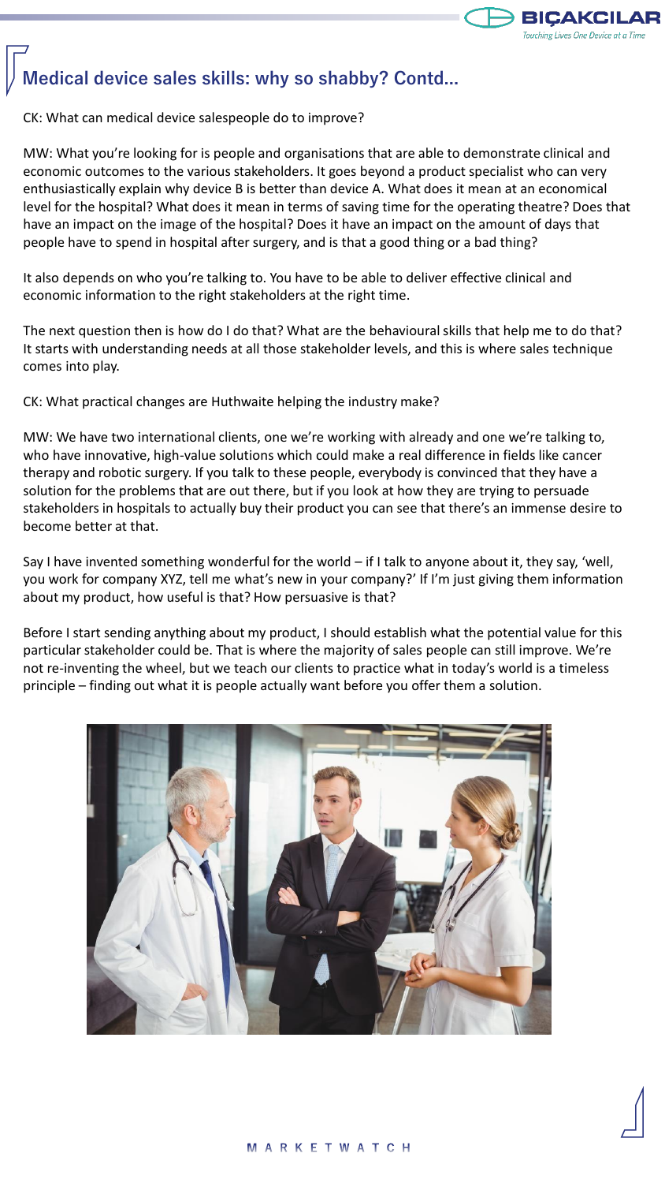## Medical device sales skills: why so shabby? Contd...

CK: What can medical device salespeople do to improve?

MW: What you're looking for is people and organisations that are able to demonstrate clinical and economic outcomes to the various stakeholders. It goes beyond a product specialist who can very enthusiastically explain why device B is better than device A. What does it mean at an economical level for the hospital? What does it mean in terms of saving time for the operating theatre? Does that have an impact on the image of the hospital? Does it have an impact on the amount of days that people have to spend in hospital after surgery, and is that a good thing or a bad thing?

It also depends on who you're talking to. You have to be able to deliver effective clinical and economic information to the right stakeholders at the right time.

The next question then is how do I do that? What are the behavioural skills that help me to do that? It starts with understanding needs at all those stakeholder levels, and this is where sales technique comes into play.

CK: What practical changes are Huthwaite helping the industry make?

MW: We have two international clients, one we're working with already and one we're talking to, who have innovative, high-value solutions which could make a real difference in fields like cancer therapy and robotic surgery. If you talk to these people, everybody is convinced that they have a solution for the problems that are out there, but if you look at how they are trying to persuade stakeholders in hospitals to actually buy their product you can see that there's an immense desire to become better at that.

Say I have invented something wonderful for the world – if I talk to anyone about it, they say, 'well, you work for company XYZ, tell me what's new in your company?' If I'm just giving them information about my product, how useful is that? How persuasive is that?

Before I start sending anything about my product, I should establish what the potential value for this particular stakeholder could be. That is where the majority of sales people can still improve. We're not re-inventing the wheel, but we teach our clients to practice what in today's world is a timeless principle – finding out what it is people actually want before you offer them a solution.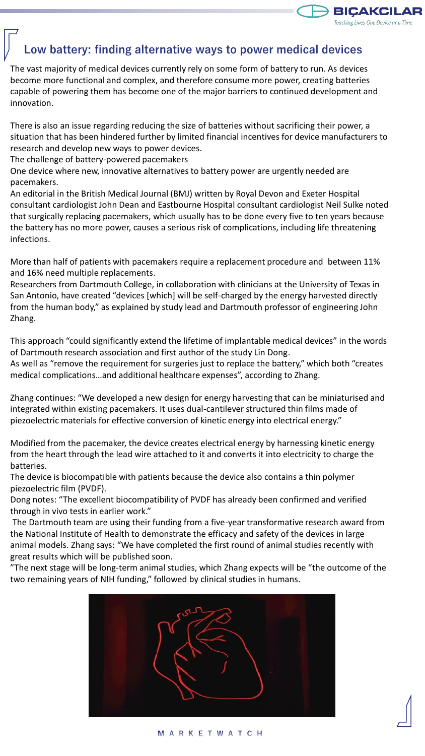## Low battery: finding alternative ways to power medical devices

The vast majority of medical devices currently rely on some form of battery to run. As devices become more functional and complex, and therefore consume more power, creating batteries capable of powering them has become one of the major barriers to continued development and innovation.

There is also an issue regarding reducing the size of batteries without sacrificing their power, a situation that has been hindered further by limited financial incentives for device manufacturers to research and develop new ways to power devices.

The challenge of battery-powered pacemakers

One device where new, innovative alternatives to battery power are urgently needed are pacemakers.

An editorial in the British Medical Journal (BMJ) written by Royal Devon and Exeter Hospital consultant cardiologist John Dean and Eastbourne Hospital consultant cardiologist Neil Sulke noted that surgically replacing pacemakers, which usually has to be done every five to ten years because the battery has no more power, causes a serious risk of complications, including life threatening infections.

More than half of patients with pacemakers require a replacement procedure and between 11% and 16% need multiple replacements.

Researchers from Dartmouth College, in collaboration with clinicians at the University of Texas in San Antonio, have created "devices [which] will be self-charged by the energy harvested directly from the human body," as explained by study lead and Dartmouth professor of engineering John Zhang.

This approach "could significantly extend the lifetime of implantable medical devices" in the words of Dartmouth research association and first author of the study Lin Dong.

As well as "remove the requirement for surgeries just to replace the battery," which both "creates medical complications…and additional healthcare expenses", according to Zhang.

Zhang continues: "We developed a new design for energy harvesting that can be miniaturised and integrated within existing pacemakers. It uses dual-cantilever structured thin films made of piezoelectric materials for effective conversion of kinetic energy into electrical energy."

Modified from the pacemaker, the device creates electrical energy by harnessing kinetic energy from the heart through the lead wire attached to it and converts it into electricity to charge the batteries.

The device is biocompatible with patients because the device also contains a thin polymer piezoelectric film (PVDF).

Dong notes: "The excellent biocompatibility of PVDF has already been confirmed and verified through in vivo tests in earlier work."

The Dartmouth team are using their funding from a five-year transformative research award from the National Institute of Health to demonstrate the efficacy and safety of the devices in large animal models. Zhang says: "We have completed the first round of animal studies recently with great results which will be published soon.

"The next stage will be long-term animal studies, which Zhang expects will be "the outcome of the two remaining years of NIH funding," followed by clinical studies in humans.

MARKETWATCH